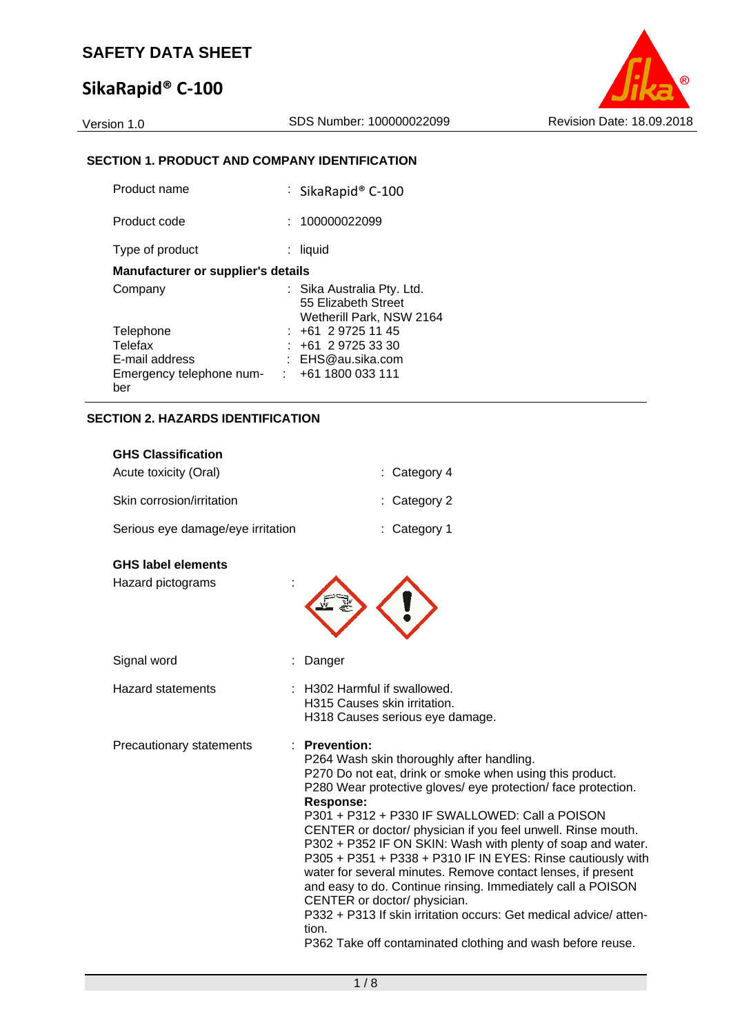# SAFETY DATA SHEET

# SikaRapid® C-100

Version 1.0 | SDS Number: 100000022099 | Revision Date: 18.09.2018

## SECTION 1. PRODUCT AND COMPANY IDENTIFICATION

| | |
|---|---|
| Product name | : SikaRapid® C-100 |
| Product code | : 100000022099 |
| Type of product | : liquid |

**Manufacturer or supplier's details**

| | |
|---|---|
| Company | : Sika Australia Pty. Ltd.<br>55 Elizabeth Street<br>Wetherill Park, NSW 2164 |
| Telephone | : +61 2 9725 11 45 |
| Telefax | : +61 2 9725 33 30 |
| E-mail address | : EHS@au.sika.com |
| Emergency telephone number | : +61 1800 033 111 |

## SECTION 2. HAZARDS IDENTIFICATION

**GHS Classification**

| | |
|---|---|
| Acute toxicity (Oral) | : Category 4 |
| Skin corrosion/irritation | : Category 2 |
| Serious eye damage/eye irritation | : Category 1 |

**GHS label elements**

Hazard pictograms :

Signal word : Danger

Hazard statements :
H302 Harmful if swallowed.
H315 Causes skin irritation.
H318 Causes serious eye damage.

Precautionary statements :

**Prevention:**
P264 Wash skin thoroughly after handling.
P270 Do not eat, drink or smoke when using this product.
P280 Wear protective gloves/ eye protection/ face protection.

**Response:**
P301 + P312 + P330 IF SWALLOWED: Call a POISON CENTER or doctor/ physician if you feel unwell. Rinse mouth.
P302 + P352 IF ON SKIN: Wash with plenty of soap and water.
P305 + P351 + P338 + P310 IF IN EYES: Rinse cautiously with water for several minutes. Remove contact lenses, if present and easy to do. Continue rinsing. Immediately call a POISON CENTER or doctor/ physician.
P332 + P313 If skin irritation occurs: Get medical advice/ attention.
P362 Take off contaminated clothing and wash before reuse.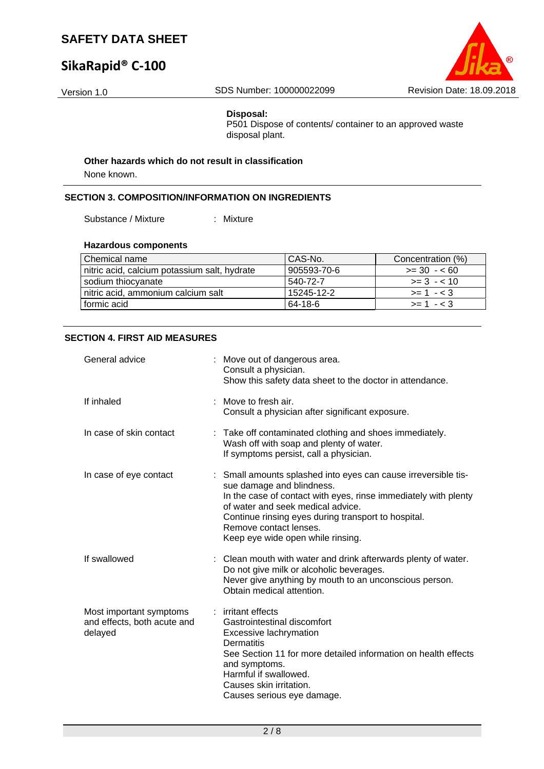**Disposal:**

P501 Dispose of contents/ container to an approved waste disposal plant.

**Other hazards which do not result in classification**

None known.

## SECTION 3. COMPOSITION/INFORMATION ON INGREDIENTS

Substance / Mixture : Mixture

**Hazardous components**

| Chemical name | CAS-No. | Concentration (%) |
|---|---|---|
| nitric acid, calcium potassium salt, hydrate | 905593-70-6 | >= 30 - < 60 |
| sodium thiocyanate | 540-72-7 | >= 3 - < 10 |
| nitric acid, ammonium calcium salt | 15245-12-2 | >= 1 - < 3 |
| formic acid | 64-18-6 | >= 1 - < 3 |

## SECTION 4. FIRST AID MEASURES

General advice : Move out of dangerous area.
Consult a physician.
Show this safety data sheet to the doctor in attendance.

If inhaled : Move to fresh air.
Consult a physician after significant exposure.

In case of skin contact : Take off contaminated clothing and shoes immediately.
Wash off with soap and plenty of water.
If symptoms persist, call a physician.

In case of eye contact : Small amounts splashed into eyes can cause irreversible tissue damage and blindness.
In the case of contact with eyes, rinse immediately with plenty of water and seek medical advice.
Continue rinsing eyes during transport to hospital.
Remove contact lenses.
Keep eye wide open while rinsing.

If swallowed : Clean mouth with water and drink afterwards plenty of water.
Do not give milk or alcoholic beverages.
Never give anything by mouth to an unconscious person.
Obtain medical attention.

Most important symptoms and effects, both acute and delayed : irritant effects
Gastrointestinal discomfort
Excessive lachrymation
Dermatitis
See Section 11 for more detailed information on health effects and symptoms.
Harmful if swallowed.
Causes skin irritation.
Causes serious eye damage.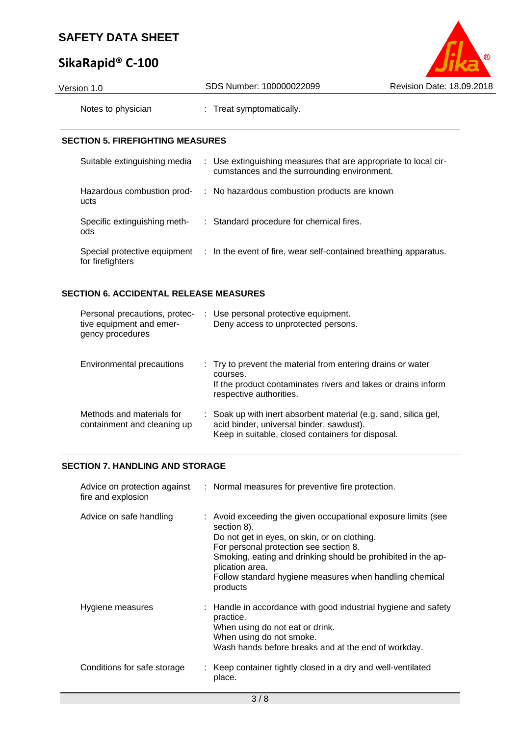| | |
|---|---|
| Notes to physician | : Treat symptomatically. |

## SECTION 5. FIREFIGHTING MEASURES

| | |
|---|---|
| Suitable extinguishing media | : Use extinguishing measures that are appropriate to local circumstances and the surrounding environment. |
| Hazardous combustion products | : No hazardous combustion products are known |
| Specific extinguishing methods | : Standard procedure for chemical fires. |
| Special protective equipment for firefighters | : In the event of fire, wear self-contained breathing apparatus. |

## SECTION 6. ACCIDENTAL RELEASE MEASURES

| | |
|---|---|
| Personal precautions, protective equipment and emergency procedures | : Use personal protective equipment.<br>Deny access to unprotected persons. |
| Environmental precautions | : Try to prevent the material from entering drains or water courses.<br>If the product contaminates rivers and lakes or drains inform respective authorities. |
| Methods and materials for containment and cleaning up | : Soak up with inert absorbent material (e.g. sand, silica gel, acid binder, universal binder, sawdust).<br>Keep in suitable, closed containers for disposal. |

## SECTION 7. HANDLING AND STORAGE

| | |
|---|---|
| Advice on protection against fire and explosion | : Normal measures for preventive fire protection. |
| Advice on safe handling | : Avoid exceeding the given occupational exposure limits (see section 8).<br>Do not get in eyes, on skin, or on clothing.<br>For personal protection see section 8.<br>Smoking, eating and drinking should be prohibited in the application area.<br>Follow standard hygiene measures when handling chemical products |
| Hygiene measures | : Handle in accordance with good industrial hygiene and safety practice.<br>When using do not eat or drink.<br>When using do not smoke.<br>Wash hands before breaks and at the end of workday. |
| Conditions for safe storage | : Keep container tightly closed in a dry and well-ventilated place. |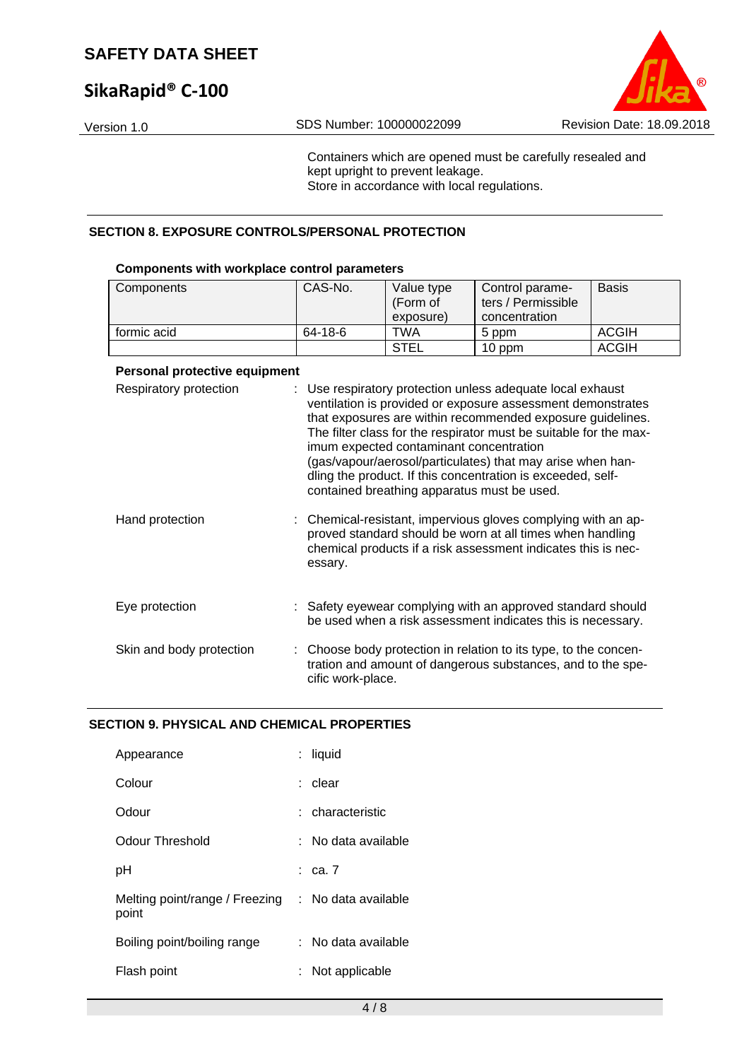Containers which are opened must be carefully resealed and kept upright to prevent leakage.
Store in accordance with local regulations.

## SECTION 8. EXPOSURE CONTROLS/PERSONAL PROTECTION

**Components with workplace control parameters**

| Components | CAS-No. | Value type (Form of exposure) | Control parameters / Permissible concentration | Basis |
|---|---|---|---|---|
| formic acid | 64-18-6 | TWA | 5 ppm | ACGIH |
| | | STEL | 10 ppm | ACGIH |

**Personal protective equipment**

Respiratory protection : Use respiratory protection unless adequate local exhaust ventilation is provided or exposure assessment demonstrates that exposures are within recommended exposure guidelines. The filter class for the respirator must be suitable for the maximum expected contaminant concentration (gas/vapour/aerosol/particulates) that may arise when handling the product. If this concentration is exceeded, self-contained breathing apparatus must be used.

Hand protection : Chemical-resistant, impervious gloves complying with an approved standard should be worn at all times when handling chemical products if a risk assessment indicates this is necessary.

Eye protection : Safety eyewear complying with an approved standard should be used when a risk assessment indicates this is necessary.

Skin and body protection : Choose body protection in relation to its type, to the concentration and amount of dangerous substances, and to the specific work-place.

## SECTION 9. PHYSICAL AND CHEMICAL PROPERTIES

Appearance : liquid

Colour : clear

Odour : characteristic

Odour Threshold : No data available

pH : ca. 7

Melting point/range / Freezing point : No data available

Boiling point/boiling range : No data available

Flash point : Not applicable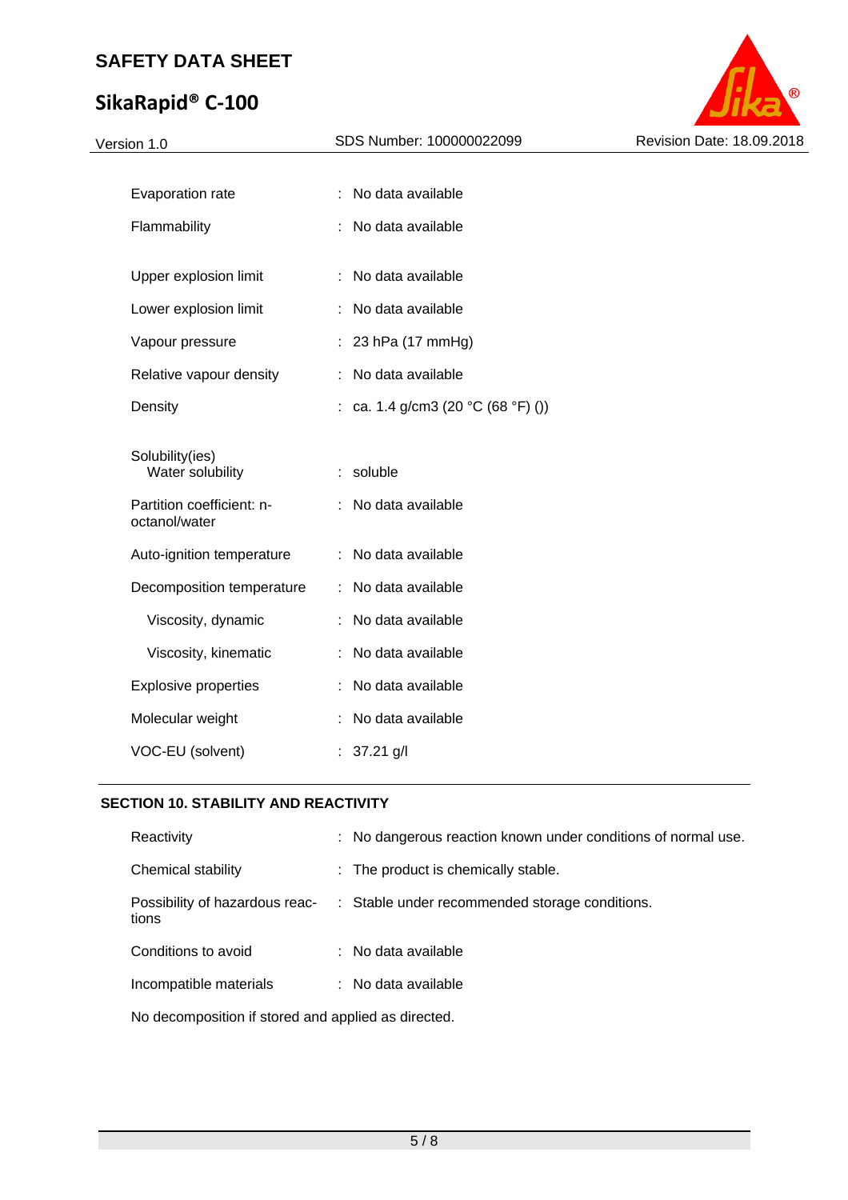| | | |
|---|---|---|
| Evaporation rate | : | No data available |
| Flammability | : | No data available |
| Upper explosion limit | : | No data available |
| Lower explosion limit | : | No data available |
| Vapour pressure | : | 23 hPa (17 mmHg) |
| Relative vapour density | : | No data available |
| Density | : | ca. 1.4 g/cm3 (20 °C (68 °F) ()) |
| Solubility(ies) Water solubility | : | soluble |
| Partition coefficient: n-octanol/water | : | No data available |
| Auto-ignition temperature | : | No data available |
| Decomposition temperature | : | No data available |
| Viscosity, dynamic | : | No data available |
| Viscosity, kinematic | : | No data available |
| Explosive properties | : | No data available |
| Molecular weight | : | No data available |
| VOC-EU (solvent) | : | 37.21 g/l |

## SECTION 10. STABILITY AND REACTIVITY

| | | |
|---|---|---|
| Reactivity | : | No dangerous reaction known under conditions of normal use. |
| Chemical stability | : | The product is chemically stable. |
| Possibility of hazardous reactions | : | Stable under recommended storage conditions. |
| Conditions to avoid | : | No data available |
| Incompatible materials | : | No data available |

No decomposition if stored and applied as directed.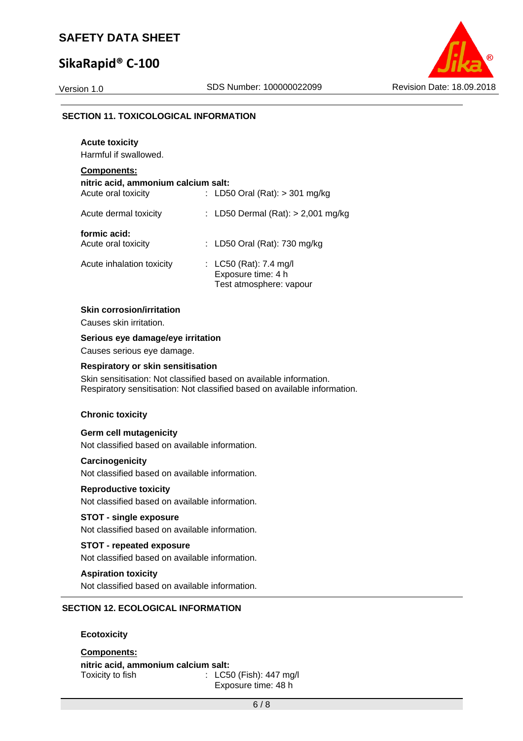## SECTION 11. TOXICOLOGICAL INFORMATION

**Acute toxicity**

Harmful if swallowed.

**Components:**

**nitric acid, ammonium calcium salt:**

Acute oral toxicity : LD50 Oral (Rat): > 301 mg/kg

Acute dermal toxicity : LD50 Dermal (Rat): > 2,001 mg/kg

**formic acid:**

Acute oral toxicity : LD50 Oral (Rat): 730 mg/kg

Acute inhalation toxicity : LC50 (Rat): 7.4 mg/l
Exposure time: 4 h
Test atmosphere: vapour

**Skin corrosion/irritation**

Causes skin irritation.

**Serious eye damage/eye irritation**

Causes serious eye damage.

**Respiratory or skin sensitisation**

Skin sensitisation: Not classified based on available information.
Respiratory sensitisation: Not classified based on available information.

**Chronic toxicity**

**Germ cell mutagenicity**

Not classified based on available information.

**Carcinogenicity**

Not classified based on available information.

**Reproductive toxicity**

Not classified based on available information.

**STOT - single exposure**

Not classified based on available information.

**STOT - repeated exposure**

Not classified based on available information.

**Aspiration toxicity**

Not classified based on available information.

## SECTION 12. ECOLOGICAL INFORMATION

**Ecotoxicity**

**Components:**

**nitric acid, ammonium calcium salt:**

Toxicity to fish : LC50 (Fish): 447 mg/l
Exposure time: 48 h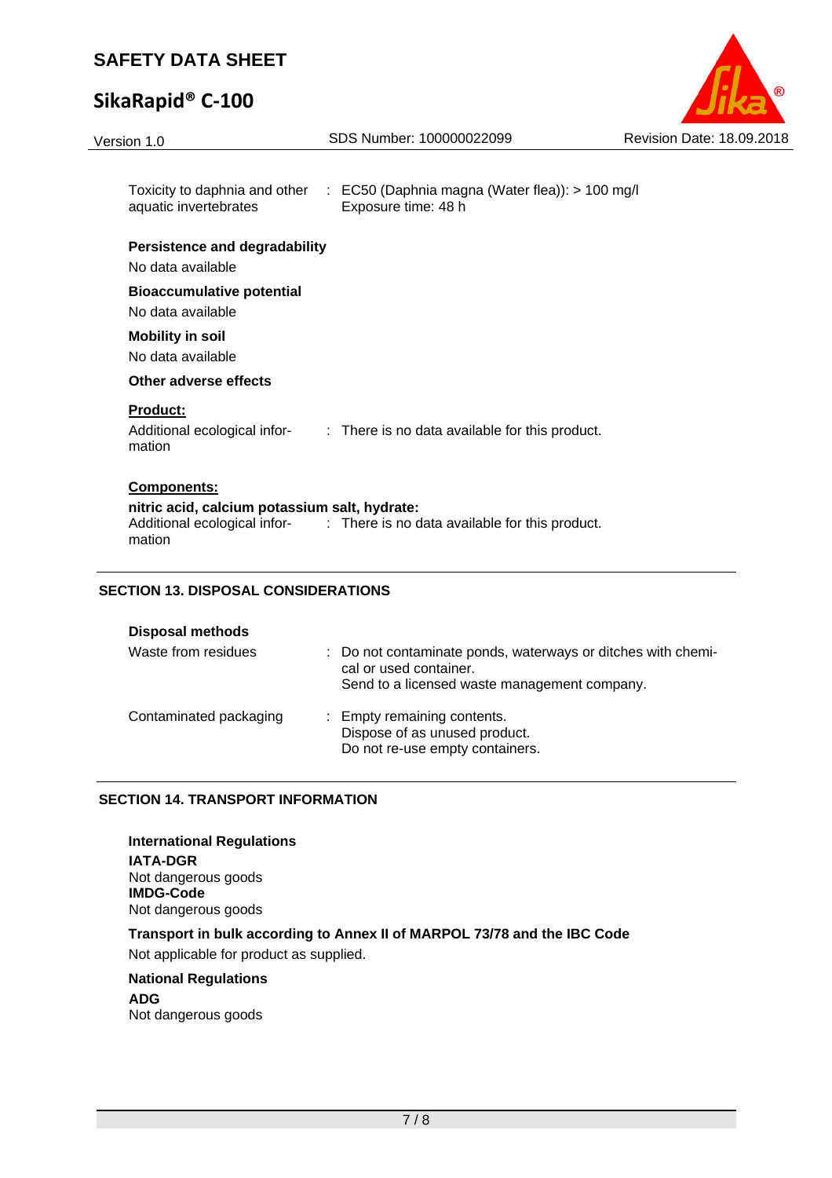| | |
|---|---|
| Toxicity to daphnia and other aquatic invertebrates | : EC50 (Daphnia magna (Water flea)): > 100 mg/l<br>Exposure time: 48 h |

**Persistence and degradability**

No data available

**Bioaccumulative potential**

No data available

**Mobility in soil**

No data available

**Other adverse effects**

**Product:**

| | |
|---|---|
| Additional ecological information | : There is no data available for this product. |

**Components:**

**nitric acid, calcium potassium salt, hydrate:**

| | |
|---|---|
| Additional ecological information | : There is no data available for this product. |

## SECTION 13. DISPOSAL CONSIDERATIONS

**Disposal methods**

| | |
|---|---|
| Waste from residues | : Do not contaminate ponds, waterways or ditches with chemical or used container.<br>Send to a licensed waste management company. |
| Contaminated packaging | : Empty remaining contents.<br>Dispose of as unused product.<br>Do not re-use empty containers. |

## SECTION 14. TRANSPORT INFORMATION

**International Regulations**

**IATA-DGR**

Not dangerous goods

**IMDG-Code**

Not dangerous goods

**Transport in bulk according to Annex II of MARPOL 73/78 and the IBC Code**

Not applicable for product as supplied.

**National Regulations**

**ADG**

Not dangerous goods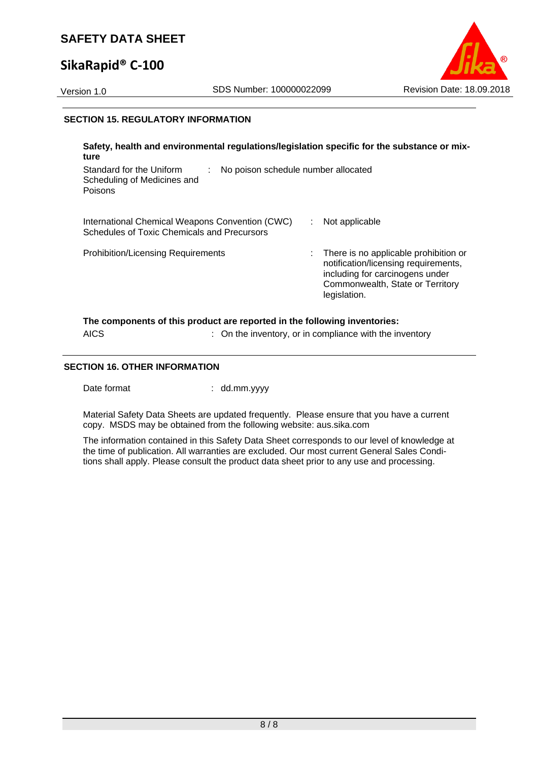## SECTION 15. REGULATORY INFORMATION

**Safety, health and environmental regulations/legislation specific for the substance or mixture**

| | | |
|---|---|---|
| Standard for the Uniform Scheduling of Medicines and Poisons | : | No poison schedule number allocated |
| International Chemical Weapons Convention (CWC) Schedules of Toxic Chemicals and Precursors | : | Not applicable |
| Prohibition/Licensing Requirements | : | There is no applicable prohibition or notification/licensing requirements, including for carcinogens under Commonwealth, State or Territory legislation. |

**The components of this product are reported in the following inventories:**

| | | |
|---|---|---|
| AICS | : | On the inventory, or in compliance with the inventory |

## SECTION 16. OTHER INFORMATION

| | | |
|---|---|---|
| Date format | : | dd.mm.yyyy |

Material Safety Data Sheets are updated frequently. Please ensure that you have a current copy. MSDS may be obtained from the following website: aus.sika.com

The information contained in this Safety Data Sheet corresponds to our level of knowledge at the time of publication. All warranties are excluded. Our most current General Sales Conditions shall apply. Please consult the product data sheet prior to any use and processing.